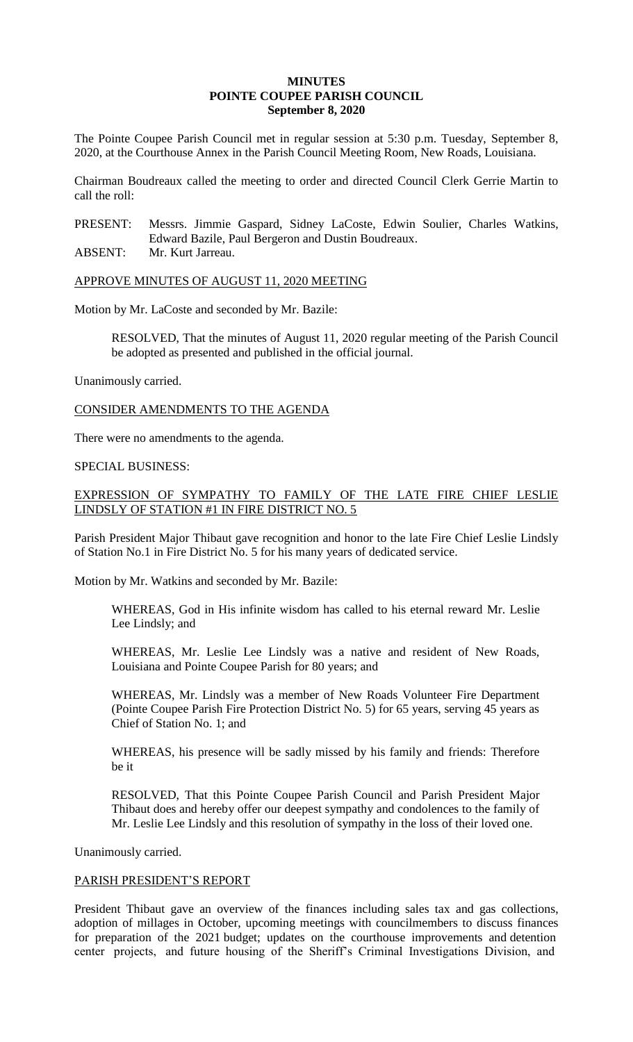**MINUTES**
**POINTE COUPEE PARISH COUNCIL**
**September 8, 2020**

The Pointe Coupee Parish Council met in regular session at 5:30 p.m. Tuesday, September 8, 2020, at the Courthouse Annex in the Parish Council Meeting Room, New Roads, Louisiana.

Chairman Boudreaux called the meeting to order and directed Council Clerk Gerrie Martin to call the roll:

PRESENT: Messrs. Jimmie Gaspard, Sidney LaCoste, Edwin Soulier, Charles Watkins, Edward Bazile, Paul Bergeron and Dustin Boudreaux.
ABSENT: Mr. Kurt Jarreau.

APPROVE MINUTES OF AUGUST 11, 2020 MEETING

Motion by Mr. LaCoste and seconded by Mr. Bazile:

> RESOLVED, That the minutes of August 11, 2020 regular meeting of the Parish Council be adopted as presented and published in the official journal.

Unanimously carried.

CONSIDER AMENDMENTS TO THE AGENDA

There were no amendments to the agenda.

SPECIAL BUSINESS:

EXPRESSION OF SYMPATHY TO FAMILY OF THE LATE FIRE CHIEF LESLIE LINDSLY OF STATION #1 IN FIRE DISTRICT NO. 5

Parish President Major Thibaut gave recognition and honor to the late Fire Chief Leslie Lindsly of Station No.1 in Fire District No. 5 for his many years of dedicated service.

Motion by Mr. Watkins and seconded by Mr. Bazile:

> WHEREAS, God in His infinite wisdom has called to his eternal reward Mr. Leslie Lee Lindsly; and
>
> WHEREAS, Mr. Leslie Lee Lindsly was a native and resident of New Roads, Louisiana and Pointe Coupee Parish for 80 years; and
>
> WHEREAS, Mr. Lindsly was a member of New Roads Volunteer Fire Department (Pointe Coupee Parish Fire Protection District No. 5) for 65 years, serving 45 years as Chief of Station No. 1; and
>
> WHEREAS, his presence will be sadly missed by his family and friends: Therefore be it
>
> RESOLVED, That this Pointe Coupee Parish Council and Parish President Major Thibaut does and hereby offer our deepest sympathy and condolences to the family of Mr. Leslie Lee Lindsly and this resolution of sympathy in the loss of their loved one.

Unanimously carried.

PARISH PRESIDENT'S REPORT

President Thibaut gave an overview of the finances including sales tax and gas collections, adoption of millages in October, upcoming meetings with councilmembers to discuss finances for preparation of the 2021 budget; updates on the courthouse improvements and detention center projects, and future housing of the Sheriff's Criminal Investigations Division, and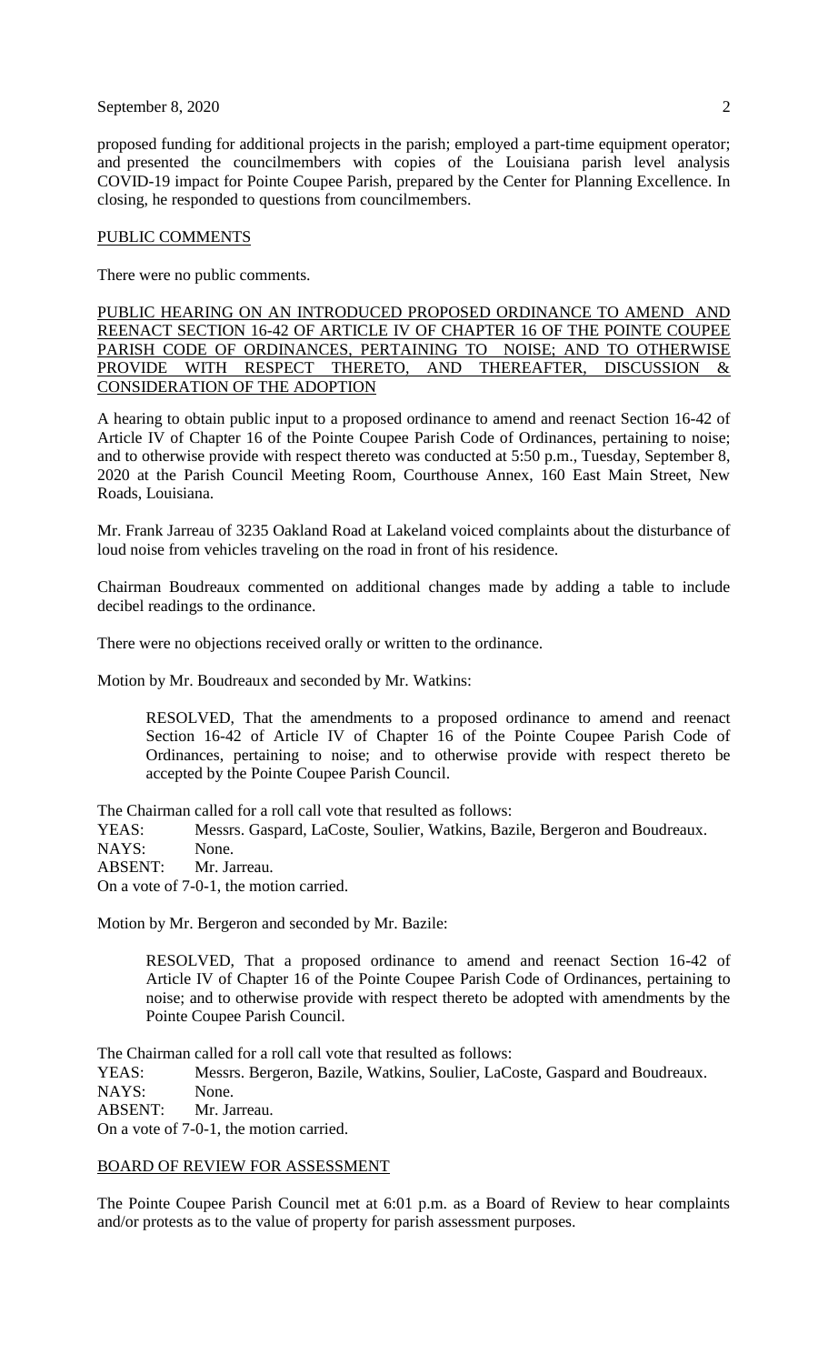proposed funding for additional projects in the parish; employed a part-time equipment operator; and presented the councilmembers with copies of the Louisiana parish level analysis COVID-19 impact for Pointe Coupee Parish, prepared by the Center for Planning Excellence. In closing, he responded to questions from councilmembers.

## PUBLIC COMMENTS

There were no public comments.

## PUBLIC HEARING ON AN INTRODUCED PROPOSED ORDINANCE TO AMEND AND REENACT SECTION 16-42 OF ARTICLE IV OF CHAPTER 16 OF THE POINTE COUPEE PARISH CODE OF ORDINANCES, PERTAINING TO NOISE; AND TO OTHERWISE PROVIDE WITH RESPECT THERETO, AND THEREAFTER, DISCUSSION & CONSIDERATION OF THE ADOPTION

A hearing to obtain public input to a proposed ordinance to amend and reenact Section 16-42 of Article IV of Chapter 16 of the Pointe Coupee Parish Code of Ordinances, pertaining to noise; and to otherwise provide with respect thereto was conducted at 5:50 p.m., Tuesday, September 8, 2020 at the Parish Council Meeting Room, Courthouse Annex, 160 East Main Street, New Roads, Louisiana.

Mr. Frank Jarreau of 3235 Oakland Road at Lakeland voiced complaints about the disturbance of loud noise from vehicles traveling on the road in front of his residence.

Chairman Boudreaux commented on additional changes made by adding a table to include decibel readings to the ordinance.

There were no objections received orally or written to the ordinance.

Motion by Mr. Boudreaux and seconded by Mr. Watkins:

> RESOLVED, That the amendments to a proposed ordinance to amend and reenact Section 16-42 of Article IV of Chapter 16 of the Pointe Coupee Parish Code of Ordinances, pertaining to noise; and to otherwise provide with respect thereto be accepted by the Pointe Coupee Parish Council.

The Chairman called for a roll call vote that resulted as follows:
YEAS: Messrs. Gaspard, LaCoste, Soulier, Watkins, Bazile, Bergeron and Boudreaux.
NAYS: None.
ABSENT: Mr. Jarreau.
On a vote of 7-0-1, the motion carried.

Motion by Mr. Bergeron and seconded by Mr. Bazile:

> RESOLVED, That a proposed ordinance to amend and reenact Section 16-42 of Article IV of Chapter 16 of the Pointe Coupee Parish Code of Ordinances, pertaining to noise; and to otherwise provide with respect thereto be adopted with amendments by the Pointe Coupee Parish Council.

The Chairman called for a roll call vote that resulted as follows:
YEAS: Messrs. Bergeron, Bazile, Watkins, Soulier, LaCoste, Gaspard and Boudreaux.
NAYS: None.
ABSENT: Mr. Jarreau.
On a vote of 7-0-1, the motion carried.

## BOARD OF REVIEW FOR ASSESSMENT

The Pointe Coupee Parish Council met at 6:01 p.m. as a Board of Review to hear complaints and/or protests as to the value of property for parish assessment purposes.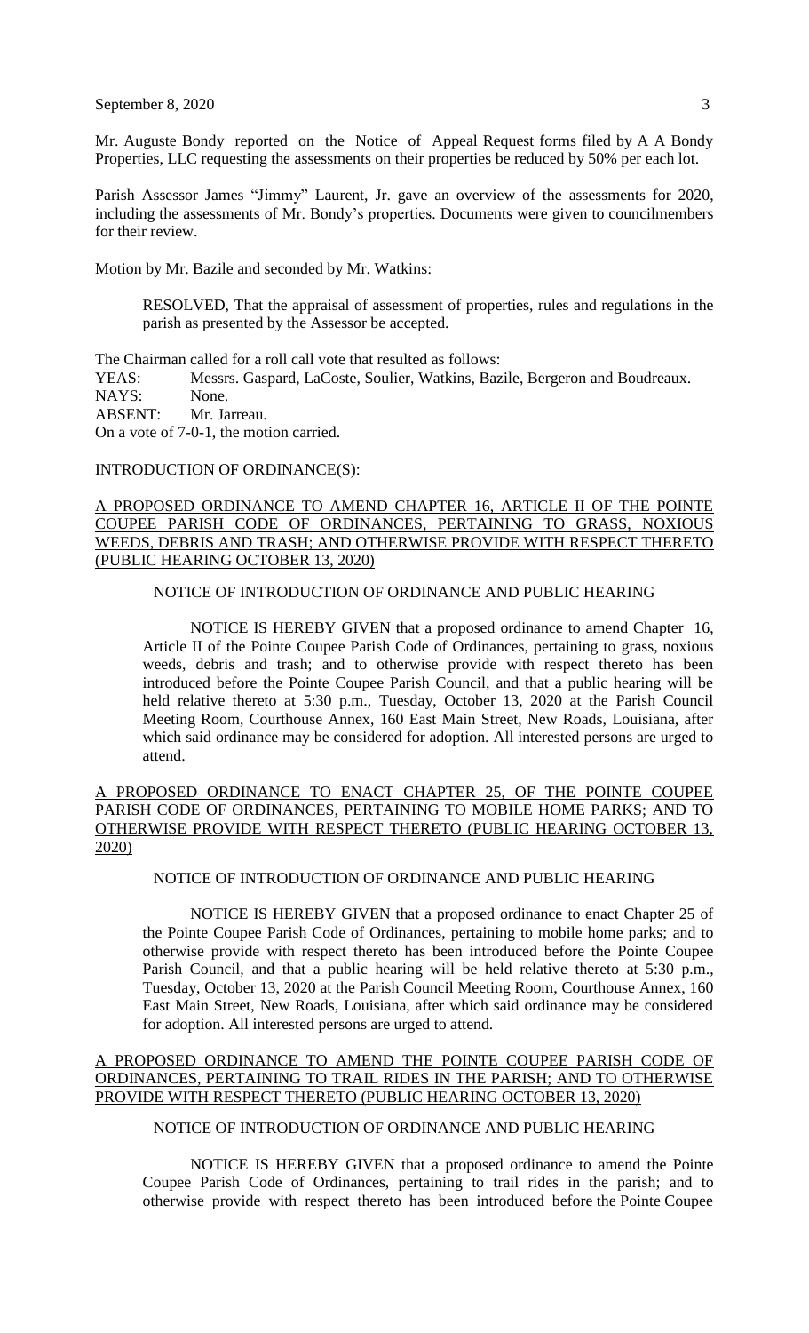Mr. Auguste Bondy reported on the Notice of Appeal Request forms filed by A A Bondy Properties, LLC requesting the assessments on their properties be reduced by 50% per each lot.

Parish Assessor James "Jimmy" Laurent, Jr. gave an overview of the assessments for 2020, including the assessments of Mr. Bondy's properties. Documents were given to councilmembers for their review.

Motion by Mr. Bazile and seconded by Mr. Watkins:

> RESOLVED, That the appraisal of assessment of properties, rules and regulations in the parish as presented by the Assessor be accepted.

The Chairman called for a roll call vote that resulted as follows:
YEAS: Messrs. Gaspard, LaCoste, Soulier, Watkins, Bazile, Bergeron and Boudreaux.
NAYS: None.
ABSENT: Mr. Jarreau.
On a vote of 7-0-1, the motion carried.

INTRODUCTION OF ORDINANCE(S):

A PROPOSED ORDINANCE TO AMEND CHAPTER 16, ARTICLE II OF THE POINTE COUPEE PARISH CODE OF ORDINANCES, PERTAINING TO GRASS, NOXIOUS WEEDS, DEBRIS AND TRASH; AND OTHERWISE PROVIDE WITH RESPECT THERETO (PUBLIC HEARING OCTOBER 13, 2020)

NOTICE OF INTRODUCTION OF ORDINANCE AND PUBLIC HEARING

NOTICE IS HEREBY GIVEN that a proposed ordinance to amend Chapter 16, Article II of the Pointe Coupee Parish Code of Ordinances, pertaining to grass, noxious weeds, debris and trash; and to otherwise provide with respect thereto has been introduced before the Pointe Coupee Parish Council, and that a public hearing will be held relative thereto at 5:30 p.m., Tuesday, October 13, 2020 at the Parish Council Meeting Room, Courthouse Annex, 160 East Main Street, New Roads, Louisiana, after which said ordinance may be considered for adoption. All interested persons are urged to attend.

A PROPOSED ORDINANCE TO ENACT CHAPTER 25, OF THE POINTE COUPEE PARISH CODE OF ORDINANCES, PERTAINING TO MOBILE HOME PARKS; AND TO OTHERWISE PROVIDE WITH RESPECT THERETO (PUBLIC HEARING OCTOBER 13, 2020)

NOTICE OF INTRODUCTION OF ORDINANCE AND PUBLIC HEARING

NOTICE IS HEREBY GIVEN that a proposed ordinance to enact Chapter 25 of the Pointe Coupee Parish Code of Ordinances, pertaining to mobile home parks; and to otherwise provide with respect thereto has been introduced before the Pointe Coupee Parish Council, and that a public hearing will be held relative thereto at 5:30 p.m., Tuesday, October 13, 2020 at the Parish Council Meeting Room, Courthouse Annex, 160 East Main Street, New Roads, Louisiana, after which said ordinance may be considered for adoption. All interested persons are urged to attend.

A PROPOSED ORDINANCE TO AMEND THE POINTE COUPEE PARISH CODE OF ORDINANCES, PERTAINING TO TRAIL RIDES IN THE PARISH; AND TO OTHERWISE PROVIDE WITH RESPECT THERETO (PUBLIC HEARING OCTOBER 13, 2020)

NOTICE OF INTRODUCTION OF ORDINANCE AND PUBLIC HEARING

NOTICE IS HEREBY GIVEN that a proposed ordinance to amend the Pointe Coupee Parish Code of Ordinances, pertaining to trail rides in the parish; and to otherwise provide with respect thereto has been introduced before the Pointe Coupee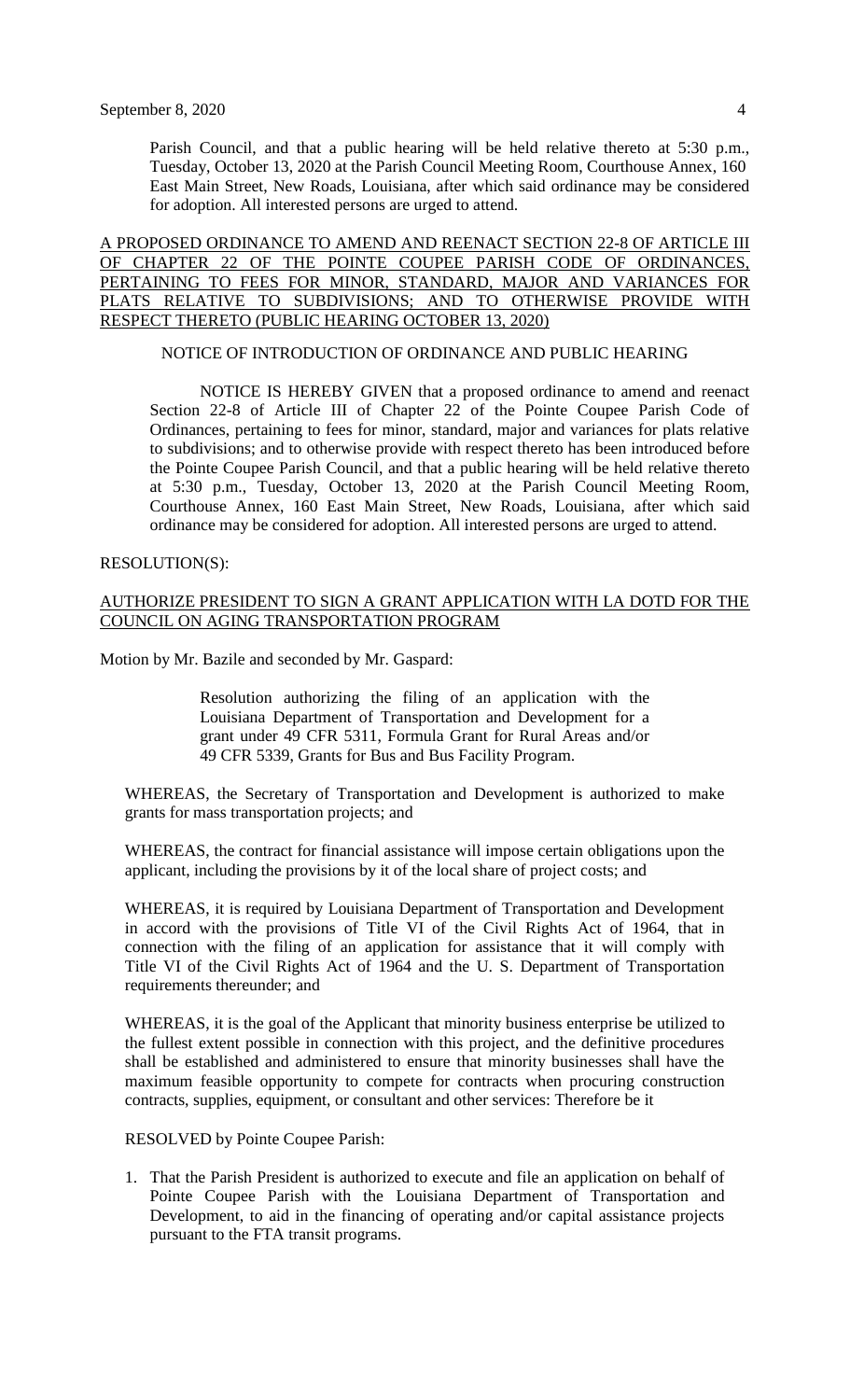Parish Council, and that a public hearing will be held relative thereto at 5:30 p.m., Tuesday, October 13, 2020 at the Parish Council Meeting Room, Courthouse Annex, 160 East Main Street, New Roads, Louisiana, after which said ordinance may be considered for adoption. All interested persons are urged to attend.

<u>A PROPOSED ORDINANCE TO AMEND AND REENACT SECTION 22-8 OF ARTICLE III OF CHAPTER 22 OF THE POINTE COUPEE PARISH CODE OF ORDINANCES, PERTAINING TO FEES FOR MINOR, STANDARD, MAJOR AND VARIANCES FOR PLATS RELATIVE TO SUBDIVISIONS; AND TO OTHERWISE PROVIDE WITH RESPECT THERETO (PUBLIC HEARING OCTOBER 13, 2020)</u>

NOTICE OF INTRODUCTION OF ORDINANCE AND PUBLIC HEARING

NOTICE IS HEREBY GIVEN that a proposed ordinance to amend and reenact Section 22-8 of Article III of Chapter 22 of the Pointe Coupee Parish Code of Ordinances, pertaining to fees for minor, standard, major and variances for plats relative to subdivisions; and to otherwise provide with respect thereto has been introduced before the Pointe Coupee Parish Council, and that a public hearing will be held relative thereto at 5:30 p.m., Tuesday, October 13, 2020 at the Parish Council Meeting Room, Courthouse Annex, 160 East Main Street, New Roads, Louisiana, after which said ordinance may be considered for adoption. All interested persons are urged to attend.

RESOLUTION(S):

<u>AUTHORIZE PRESIDENT TO SIGN A GRANT APPLICATION WITH LA DOTD FOR THE COUNCIL ON AGING TRANSPORTATION PROGRAM</u>

Motion by Mr. Bazile and seconded by Mr. Gaspard:

> Resolution authorizing the filing of an application with the Louisiana Department of Transportation and Development for a grant under 49 CFR 5311, Formula Grant for Rural Areas and/or 49 CFR 5339, Grants for Bus and Bus Facility Program.

WHEREAS, the Secretary of Transportation and Development is authorized to make grants for mass transportation projects; and

WHEREAS, the contract for financial assistance will impose certain obligations upon the applicant, including the provisions by it of the local share of project costs; and

WHEREAS, it is required by Louisiana Department of Transportation and Development in accord with the provisions of Title VI of the Civil Rights Act of 1964, that in connection with the filing of an application for assistance that it will comply with Title VI of the Civil Rights Act of 1964 and the U. S. Department of Transportation requirements thereunder; and

WHEREAS, it is the goal of the Applicant that minority business enterprise be utilized to the fullest extent possible in connection with this project, and the definitive procedures shall be established and administered to ensure that minority businesses shall have the maximum feasible opportunity to compete for contracts when procuring construction contracts, supplies, equipment, or consultant and other services: Therefore be it

RESOLVED by Pointe Coupee Parish:

1. That the Parish President is authorized to execute and file an application on behalf of Pointe Coupee Parish with the Louisiana Department of Transportation and Development, to aid in the financing of operating and/or capital assistance projects pursuant to the FTA transit programs.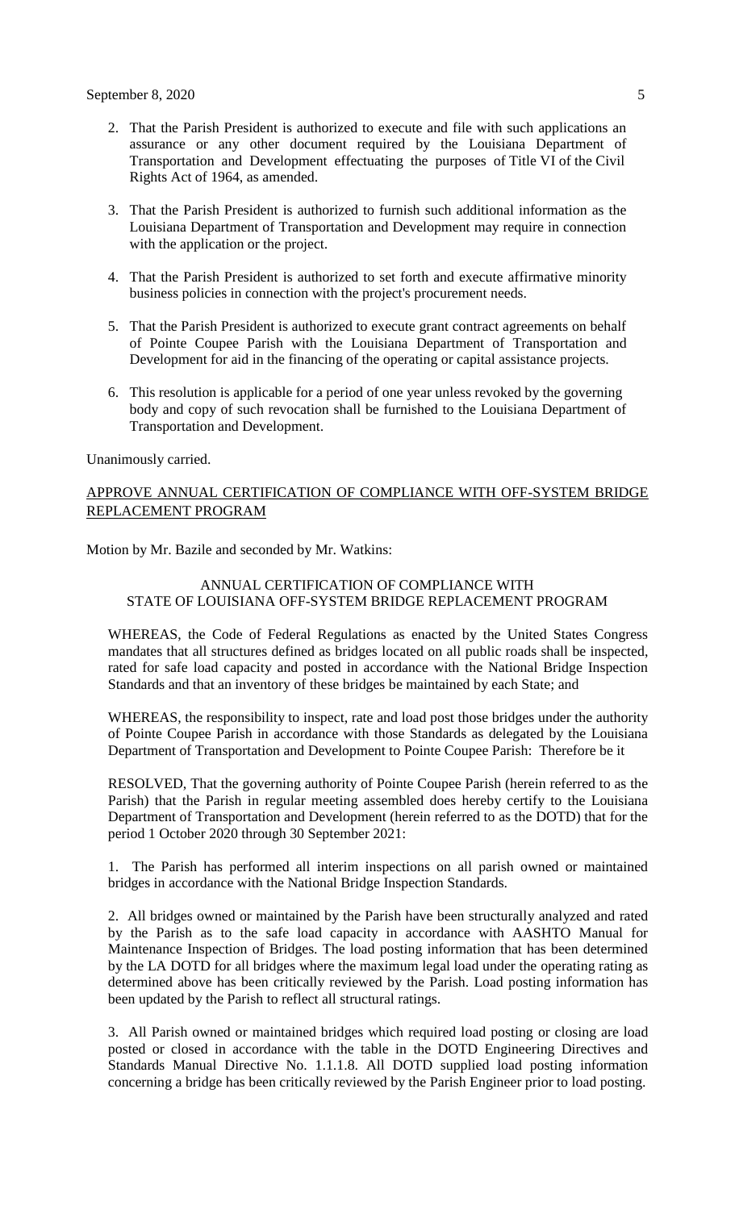2. That the Parish President is authorized to execute and file with such applications an assurance or any other document required by the Louisiana Department of Transportation and Development effectuating the purposes of Title VI of the Civil Rights Act of 1964, as amended.

3. That the Parish President is authorized to furnish such additional information as the Louisiana Department of Transportation and Development may require in connection with the application or the project.

4. That the Parish President is authorized to set forth and execute affirmative minority business policies in connection with the project's procurement needs.

5. That the Parish President is authorized to execute grant contract agreements on behalf of Pointe Coupee Parish with the Louisiana Department of Transportation and Development for aid in the financing of the operating or capital assistance projects.

6. This resolution is applicable for a period of one year unless revoked by the governing body and copy of such revocation shall be furnished to the Louisiana Department of Transportation and Development.

Unanimously carried.

<u>APPROVE ANNUAL CERTIFICATION OF COMPLIANCE WITH OFF-SYSTEM BRIDGE REPLACEMENT PROGRAM</u>

Motion by Mr. Bazile and seconded by Mr. Watkins:

ANNUAL CERTIFICATION OF COMPLIANCE WITH
STATE OF LOUISIANA OFF-SYSTEM BRIDGE REPLACEMENT PROGRAM

WHEREAS, the Code of Federal Regulations as enacted by the United States Congress mandates that all structures defined as bridges located on all public roads shall be inspected, rated for safe load capacity and posted in accordance with the National Bridge Inspection Standards and that an inventory of these bridges be maintained by each State; and

WHEREAS, the responsibility to inspect, rate and load post those bridges under the authority of Pointe Coupee Parish in accordance with those Standards as delegated by the Louisiana Department of Transportation and Development to Pointe Coupee Parish: Therefore be it

RESOLVED, That the governing authority of Pointe Coupee Parish (herein referred to as the Parish) that the Parish in regular meeting assembled does hereby certify to the Louisiana Department of Transportation and Development (herein referred to as the DOTD) that for the period 1 October 2020 through 30 September 2021:

1. The Parish has performed all interim inspections on all parish owned or maintained bridges in accordance with the National Bridge Inspection Standards.

2. All bridges owned or maintained by the Parish have been structurally analyzed and rated by the Parish as to the safe load capacity in accordance with AASHTO Manual for Maintenance Inspection of Bridges. The load posting information that has been determined by the LA DOTD for all bridges where the maximum legal load under the operating rating as determined above has been critically reviewed by the Parish. Load posting information has been updated by the Parish to reflect all structural ratings.

3. All Parish owned or maintained bridges which required load posting or closing are load posted or closed in accordance with the table in the DOTD Engineering Directives and Standards Manual Directive No. 1.1.1.8. All DOTD supplied load posting information concerning a bridge has been critically reviewed by the Parish Engineer prior to load posting.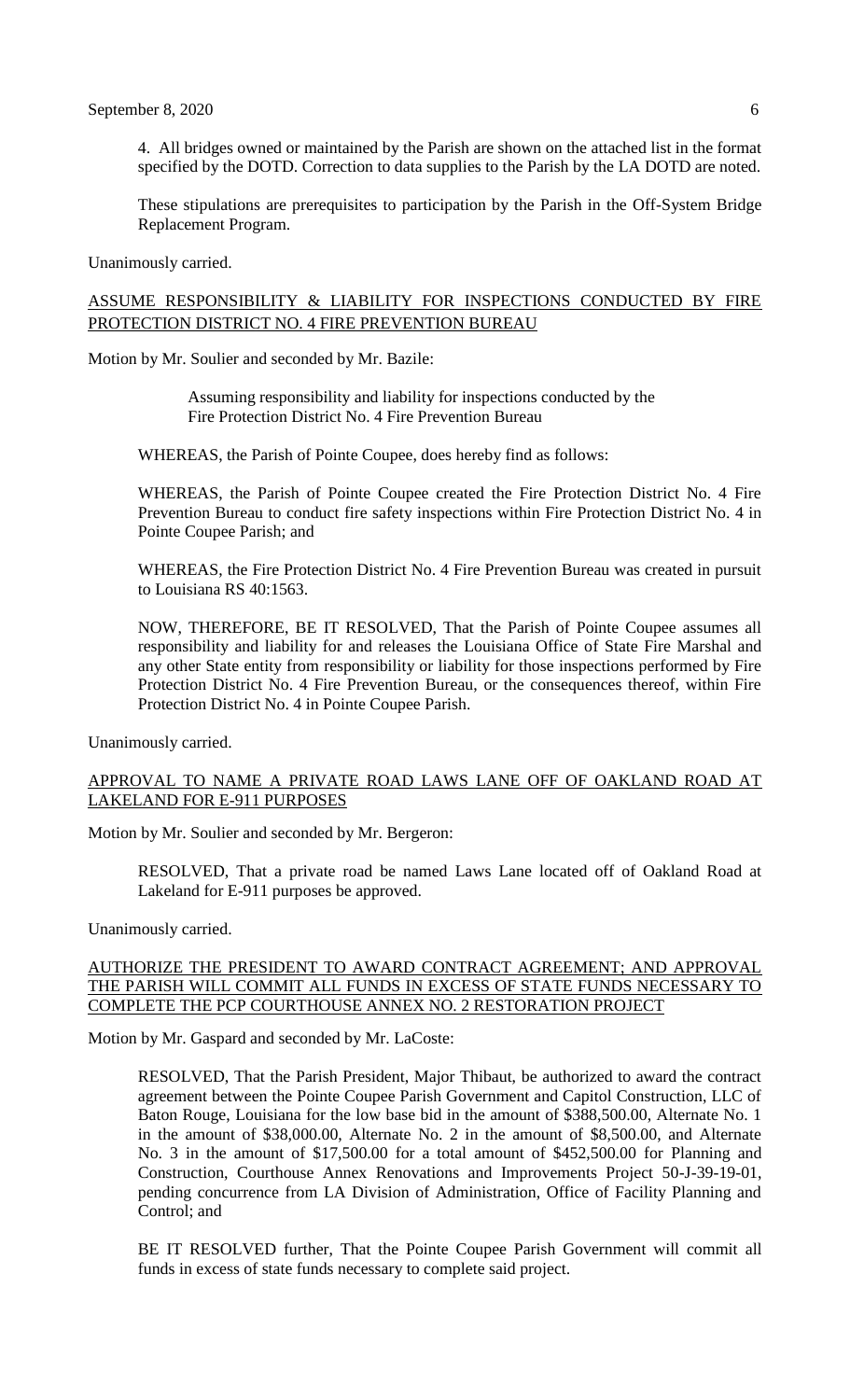4. All bridges owned or maintained by the Parish are shown on the attached list in the format specified by the DOTD. Correction to data supplies to the Parish by the LA DOTD are noted.

These stipulations are prerequisites to participation by the Parish in the Off-System Bridge Replacement Program.

Unanimously carried.

ASSUME RESPONSIBILITY & LIABILITY FOR INSPECTIONS CONDUCTED BY FIRE PROTECTION DISTRICT NO. 4 FIRE PREVENTION BUREAU

Motion by Mr. Soulier and seconded by Mr. Bazile:

> Assuming responsibility and liability for inspections conducted by the Fire Protection District No. 4 Fire Prevention Bureau

WHEREAS, the Parish of Pointe Coupee, does hereby find as follows:

WHEREAS, the Parish of Pointe Coupee created the Fire Protection District No. 4 Fire Prevention Bureau to conduct fire safety inspections within Fire Protection District No. 4 in Pointe Coupee Parish; and

WHEREAS, the Fire Protection District No. 4 Fire Prevention Bureau was created in pursuit to Louisiana RS 40:1563.

NOW, THEREFORE, BE IT RESOLVED, That the Parish of Pointe Coupee assumes all responsibility and liability for and releases the Louisiana Office of State Fire Marshal and any other State entity from responsibility or liability for those inspections performed by Fire Protection District No. 4 Fire Prevention Bureau, or the consequences thereof, within Fire Protection District No. 4 in Pointe Coupee Parish.

Unanimously carried.

APPROVAL TO NAME A PRIVATE ROAD LAWS LANE OFF OF OAKLAND ROAD AT LAKELAND FOR E-911 PURPOSES

Motion by Mr. Soulier and seconded by Mr. Bergeron:

RESOLVED, That a private road be named Laws Lane located off of Oakland Road at Lakeland for E-911 purposes be approved.

Unanimously carried.

AUTHORIZE THE PRESIDENT TO AWARD CONTRACT AGREEMENT; AND APPROVAL THE PARISH WILL COMMIT ALL FUNDS IN EXCESS OF STATE FUNDS NECESSARY TO COMPLETE THE PCP COURTHOUSE ANNEX NO. 2 RESTORATION PROJECT

Motion by Mr. Gaspard and seconded by Mr. LaCoste:

RESOLVED, That the Parish President, Major Thibaut, be authorized to award the contract agreement between the Pointe Coupee Parish Government and Capitol Construction, LLC of Baton Rouge, Louisiana for the low base bid in the amount of $388,500.00, Alternate No. 1 in the amount of $38,000.00, Alternate No. 2 in the amount of $8,500.00, and Alternate No. 3 in the amount of $17,500.00 for a total amount of $452,500.00 for Planning and Construction, Courthouse Annex Renovations and Improvements Project 50-J-39-19-01, pending concurrence from LA Division of Administration, Office of Facility Planning and Control; and

BE IT RESOLVED further, That the Pointe Coupee Parish Government will commit all funds in excess of state funds necessary to complete said project.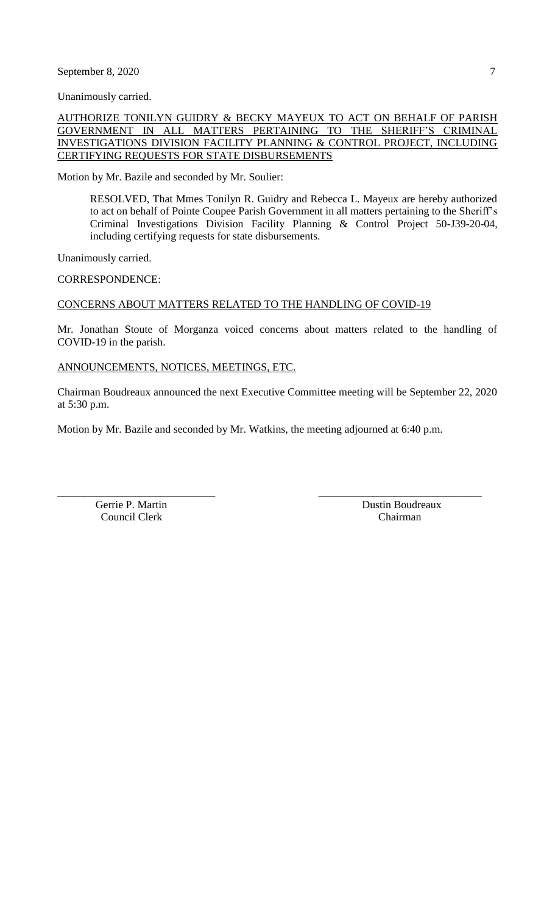Unanimously carried.

AUTHORIZE TONILYN GUIDRY & BECKY MAYEUX TO ACT ON BEHALF OF PARISH GOVERNMENT IN ALL MATTERS PERTAINING TO THE SHERIFF'S CRIMINAL INVESTIGATIONS DIVISION FACILITY PLANNING & CONTROL PROJECT, INCLUDING CERTIFYING REQUESTS FOR STATE DISBURSEMENTS

Motion by Mr. Bazile and seconded by Mr. Soulier:

> RESOLVED, That Mmes Tonilyn R. Guidry and Rebecca L. Mayeux are hereby authorized to act on behalf of Pointe Coupee Parish Government in all matters pertaining to the Sheriff's Criminal Investigations Division Facility Planning & Control Project 50-J39-20-04, including certifying requests for state disbursements.

Unanimously carried.

CORRESPONDENCE:

CONCERNS ABOUT MATTERS RELATED TO THE HANDLING OF COVID-19

Mr. Jonathan Stoute of Morganza voiced concerns about matters related to the handling of COVID-19 in the parish.

ANNOUNCEMENTS, NOTICES, MEETINGS, ETC.

Chairman Boudreaux announced the next Executive Committee meeting will be September 22, 2020 at 5:30 p.m.

Motion by Mr. Bazile and seconded by Mr. Watkins, the meeting adjourned at 6:40 p.m.

_____________________________ _____________________________

Gerrie P. Martin
Council Clerk

Dustin Boudreaux
Chairman